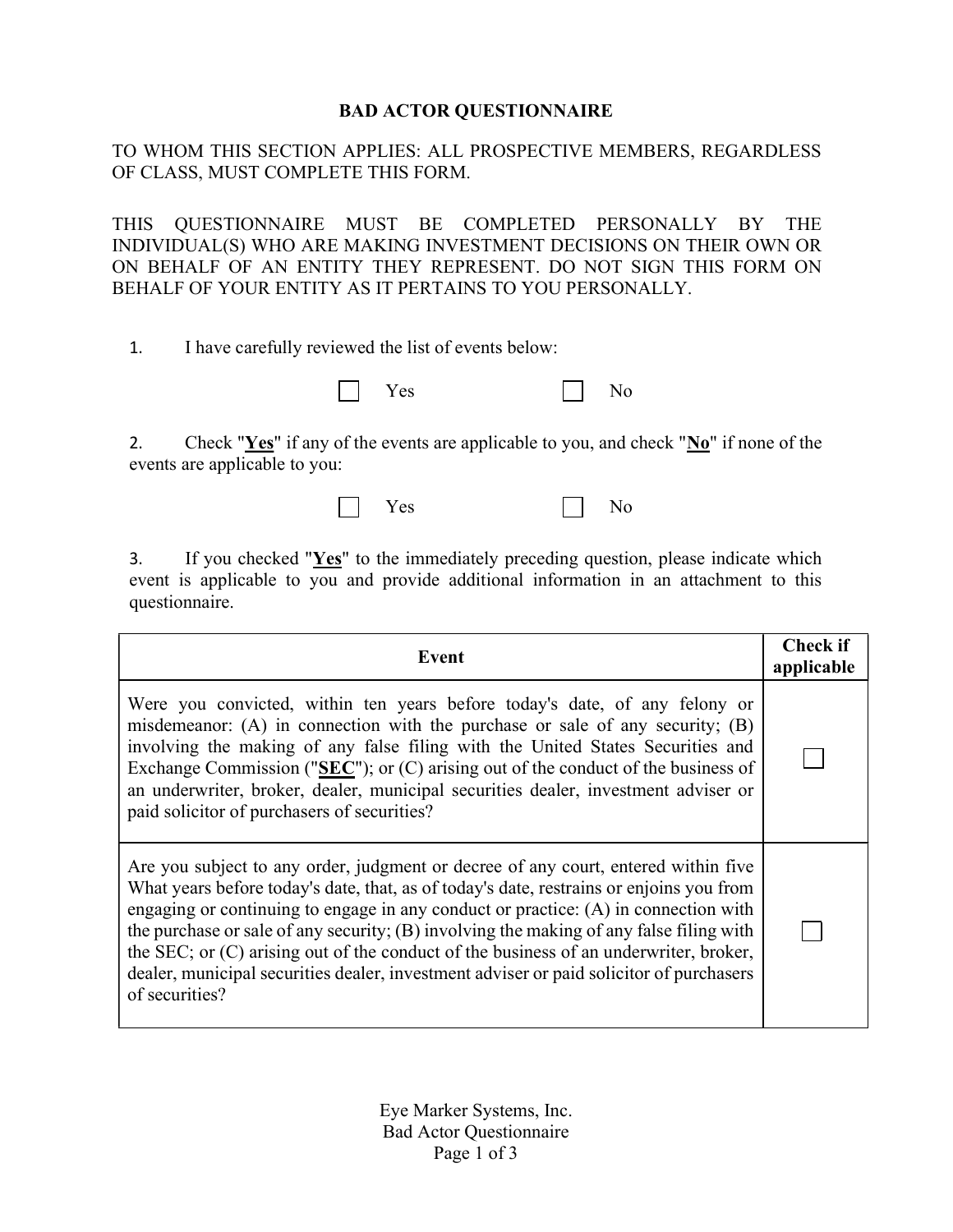# BAD ACTOR QUESTIONNAIRE

TO WHOM THIS SECTION APPLIES: ALL PROSPECTIVE MEMBERS, REGARDLESS OF CLASS, MUST COMPLETE THIS FORM.

THIS QUESTIONNAIRE MUST BE COMPLETED PERSONALLY BY THE INDIVIDUAL(S) WHO ARE MAKING INVESTMENT DECISIONS ON THEIR OWN OR ON BEHALF OF AN ENTITY THEY REPRESENT. DO NOT SIGN THIS FORM ON BEHALF OF YOUR ENTITY AS IT PERTAINS TO YOU PERSONALLY.

1. I have carefully reviewed the list of events below:

☐ Yes ☐ No

2. Check "**Yes**" if any of the events are applicable to you, and check "**No**" if none of the events are applicable to you:

☐ Yes ☐ No

3. If you checked "**Yes**" to the immediately preceding question, please indicate which event is applicable to you and provide additional information in an attachment to this questionnaire.

| Event | Check if applicable |
|---|---|
| Were you convicted, within ten years before today's date, of any felony or misdemeanor: (A) in connection with the purchase or sale of any security; (B) involving the making of any false filing with the United States Securities and Exchange Commission ("**SEC**"); or (C) arising out of the conduct of the business of an underwriter, broker, dealer, municipal securities dealer, investment adviser or paid solicitor of purchasers of securities? | ☐ |
| Are you subject to any order, judgment or decree of any court, entered within five What years before today's date, that, as of today's date, restrains or enjoins you from engaging or continuing to engage in any conduct or practice: (A) in connection with the purchase or sale of any security; (B) involving the making of any false filing with the SEC; or (C) arising out of the conduct of the business of an underwriter, broker, dealer, municipal securities dealer, investment adviser or paid solicitor of purchasers of securities? | ☐ |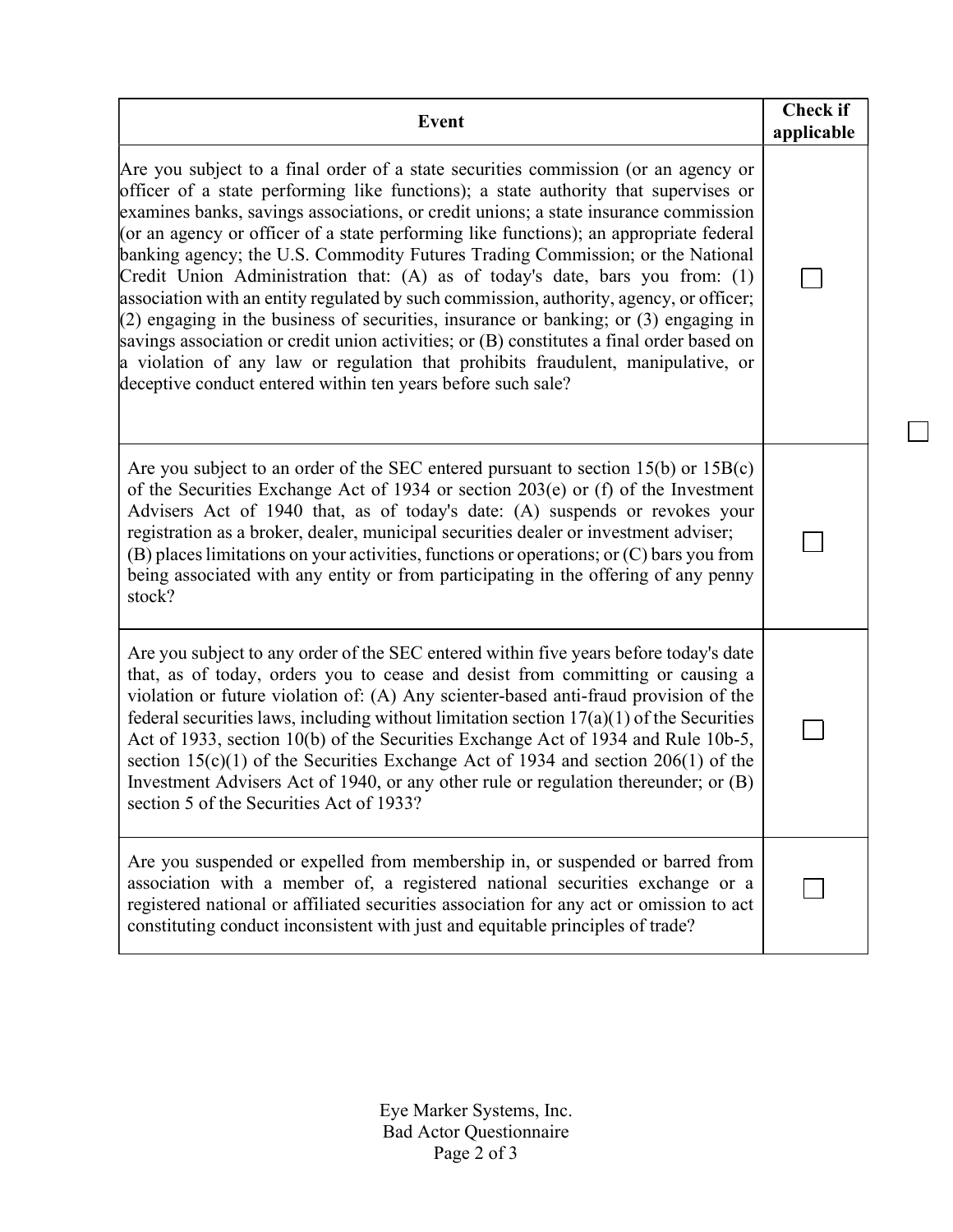| Event | Check if applicable |
| --- | --- |
| Are you subject to a final order of a state securities commission (or an agency or officer of a state performing like functions); a state authority that supervises or examines banks, savings associations, or credit unions; a state insurance commission (or an agency or officer of a state performing like functions); an appropriate federal banking agency; the U.S. Commodity Futures Trading Commission; or the National Credit Union Administration that: (A) as of today's date, bars you from: (1) association with an entity regulated by such commission, authority, agency, or officer; (2) engaging in the business of securities, insurance or banking; or (3) engaging in savings association or credit union activities; or (B) constitutes a final order based on a violation of any law or regulation that prohibits fraudulent, manipulative, or deceptive conduct entered within ten years before such sale? | ☐ |
| Are you subject to an order of the SEC entered pursuant to section 15(b) or 15B(c) of the Securities Exchange Act of 1934 or section 203(e) or (f) of the Investment Advisers Act of 1940 that, as of today's date: (A) suspends or revokes your registration as a broker, dealer, municipal securities dealer or investment adviser; (B) places limitations on your activities, functions or operations; or (C) bars you from being associated with any entity or from participating in the offering of any penny stock? | ☐ |
| Are you subject to any order of the SEC entered within five years before today's date that, as of today, orders you to cease and desist from committing or causing a violation or future violation of: (A) Any scienter-based anti-fraud provision of the federal securities laws, including without limitation section 17(a)(1) of the Securities Act of 1933, section 10(b) of the Securities Exchange Act of 1934 and Rule 10b-5, section 15(c)(1) of the Securities Exchange Act of 1934 and section 206(1) of the Investment Advisers Act of 1940, or any other rule or regulation thereunder; or (B) section 5 of the Securities Act of 1933? | ☐ |
| Are you suspended or expelled from membership in, or suspended or barred from association with a member of, a registered national securities exchange or a registered national or affiliated securities association for any act or omission to act constituting conduct inconsistent with just and equitable principles of trade? | ☐ |

☐

Eye Marker Systems, Inc.
Bad Actor Questionnaire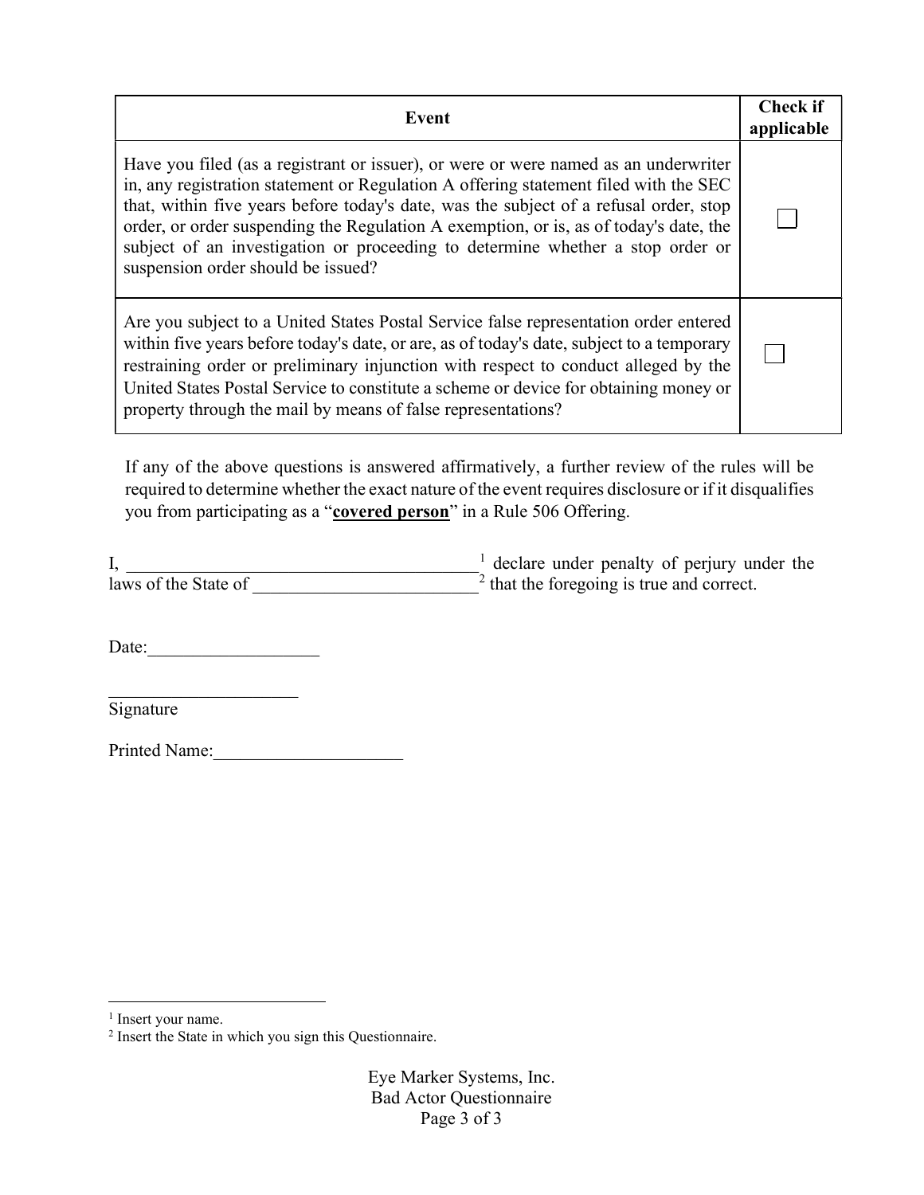| Event | Check if applicable |
| --- | --- |
| Have you filed (as a registrant or issuer), or were or were named as an underwriter in, any registration statement or Regulation A offering statement filed with the SEC that, within five years before today's date, was the subject of a refusal order, stop order, or order suspending the Regulation A exemption, or is, as of today's date, the subject of an investigation or proceeding to determine whether a stop order or suspension order should be issued? | ☐ |
| Are you subject to a United States Postal Service false representation order entered within five years before today's date, or are, as of today's date, subject to a temporary restraining order or preliminary injunction with respect to conduct alleged by the United States Postal Service to constitute a scheme or device for obtaining money or property through the mail by means of false representations? | ☐ |

If any of the above questions is answered affirmatively, a further review of the rules will be required to determine whether the exact nature of the event requires disclosure or if it disqualifies you from participating as a "**covered person**" in a Rule 506 Offering.

I, ________________________________________[1] declare under penalty of perjury under the laws of the State of _________________________[2] that the foregoing is true and correct.

Date:___________________

_____________________
Signature

Printed Name:_____________________

[1] Insert your name.
[2] Insert the State in which you sign this Questionnaire.

Eye Marker Systems, Inc.
Bad Actor Questionnaire